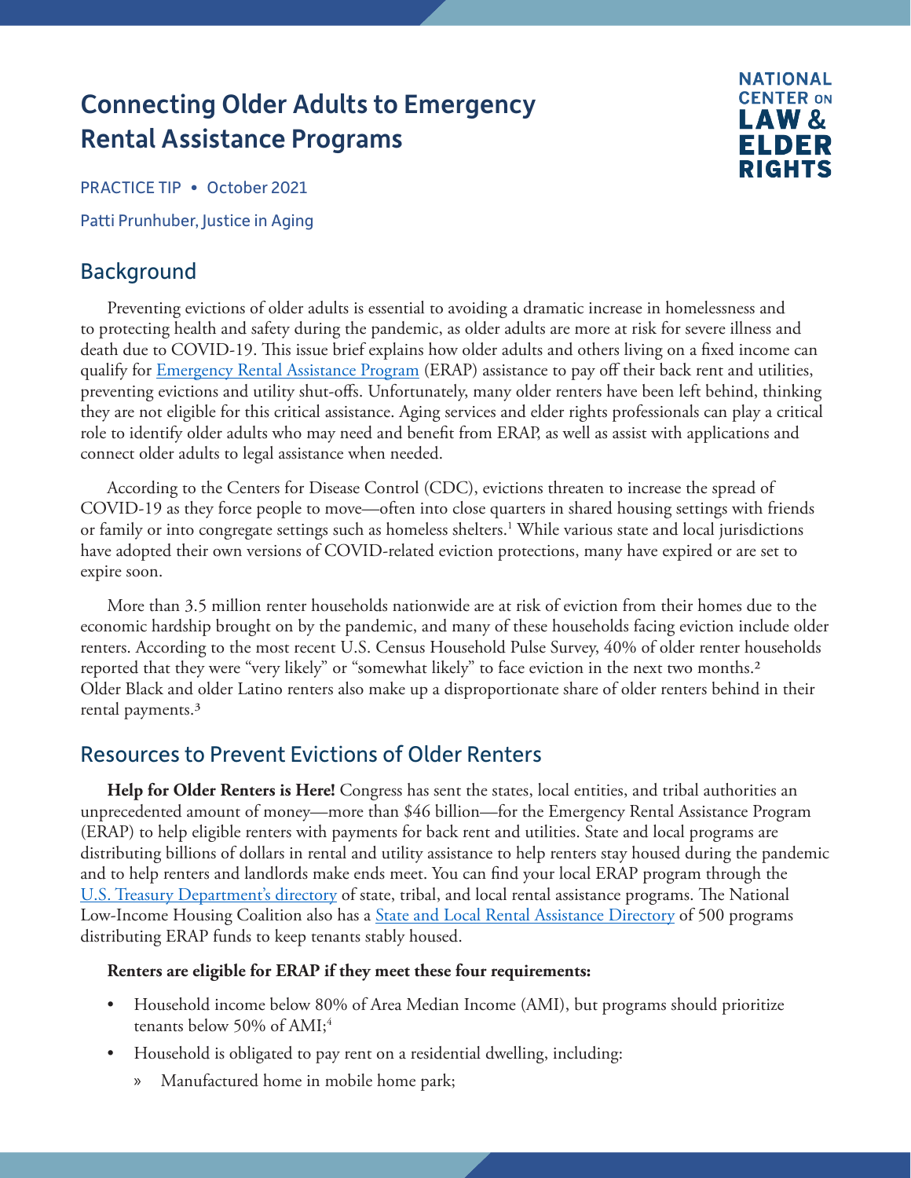# Connecting Older Adults to Emergency Rental Assistance Programs

NATIONAL CENTER ON LAW & ELDER RIGHTS

PRACTICE TIP • October 2021

Patti Prunhuber, Justice in Aging

## Background

Preventing evictions of older adults is essential to avoiding a dramatic increase in homelessness and to protecting health and safety during the pandemic, as older adults are more at risk for severe illness and death due to COVID-19. This issue brief explains how older adults and others living on a fixed income can qualify for [Emergency Rental Assistance Program](#) (ERAP) assistance to pay off their back rent and utilities, preventing evictions and utility shut-offs. Unfortunately, many older renters have been left behind, thinking they are not eligible for this critical assistance. Aging services and elder rights professionals can play a critical role to identify older adults who may need and benefit from ERAP, as well as assist with applications and connect older adults to legal assistance when needed.

According to the Centers for Disease Control (CDC), evictions threaten to increase the spread of COVID-19 as they force people to move—often into close quarters in shared housing settings with friends or family or into congregate settings such as homeless shelters.[1] While various state and local jurisdictions have adopted their own versions of COVID-related eviction protections, many have expired or are set to expire soon.

More than 3.5 million renter households nationwide are at risk of eviction from their homes due to the economic hardship brought on by the pandemic, and many of these households facing eviction include older renters. According to the most recent U.S. Census Household Pulse Survey, 40% of older renter households reported that they were "very likely" or "somewhat likely" to face eviction in the next two months.[2] Older Black and older Latino renters also make up a disproportionate share of older renters behind in their rental payments.[3]

## Resources to Prevent Evictions of Older Renters

**Help for Older Renters is Here!** Congress has sent the states, local entities, and tribal authorities an unprecedented amount of money—more than $46 billion—for the Emergency Rental Assistance Program (ERAP) to help eligible renters with payments for back rent and utilities. State and local programs are distributing billions of dollars in rental and utility assistance to help renters stay housed during the pandemic and to help renters and landlords make ends meet. You can find your local ERAP program through the [U.S. Treasury Department's directory](#) of state, tribal, and local rental assistance programs. The National Low-Income Housing Coalition also has a [State and Local Rental Assistance Directory](#) of 500 programs distributing ERAP funds to keep tenants stably housed.

**Renters are eligible for ERAP if they meet these four requirements:**

- Household income below 80% of Area Median Income (AMI), but programs should prioritize tenants below 50% of AMI;[4]
- Household is obligated to pay rent on a residential dwelling, including:
  - » Manufactured home in mobile home park;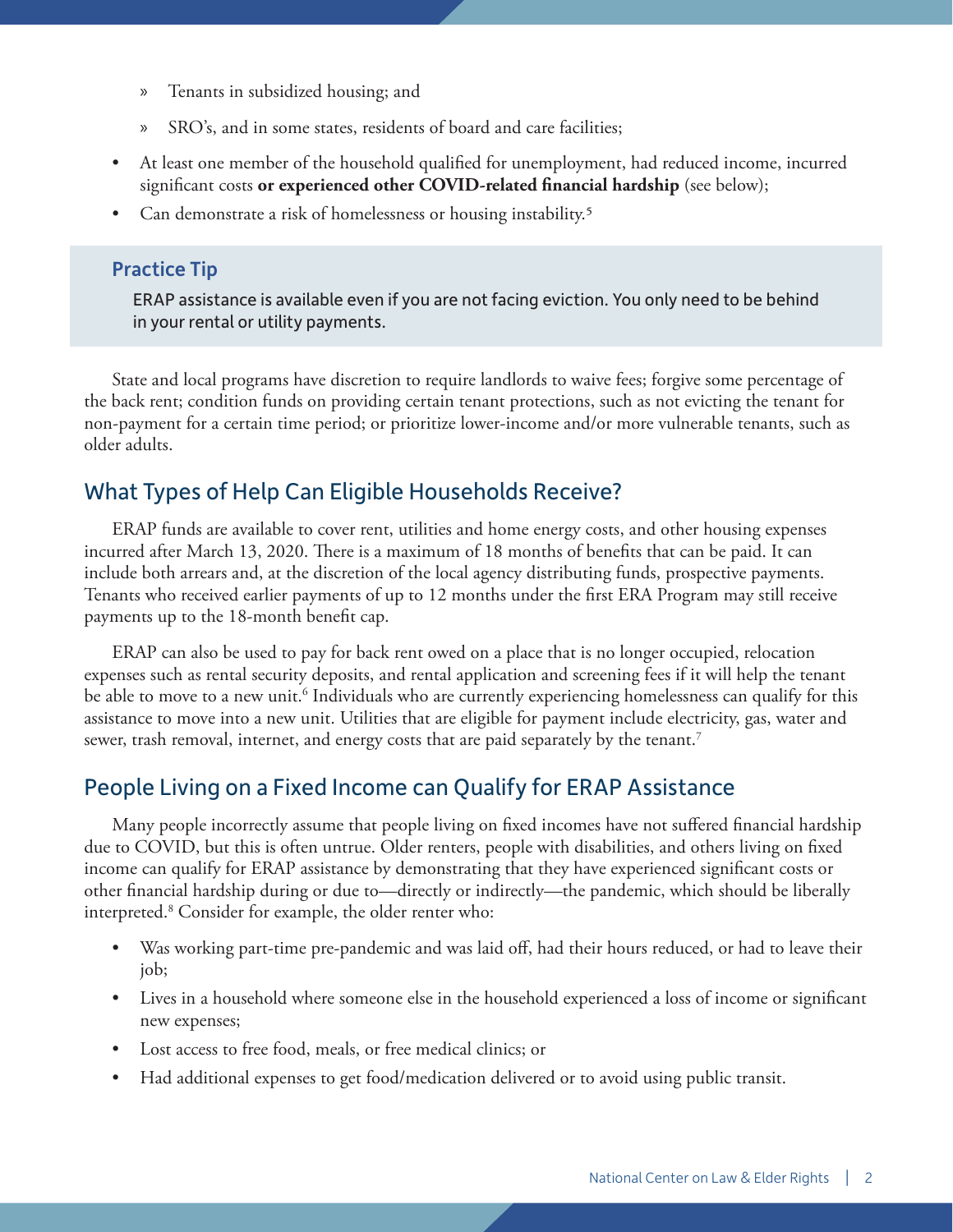- Tenants in subsidized housing; and
   - SRO's, and in some states, residents of board and care facilities;
- At least one member of the household qualified for unemployment, had reduced income, incurred significant costs **or experienced other COVID-related financial hardship** (see below);
- Can demonstrate a risk of homelessness or housing instability.[5]

> **Practice Tip**
>
> ERAP assistance is available even if you are not facing eviction. You only need to be behind in your rental or utility payments.

State and local programs have discretion to require landlords to waive fees; forgive some percentage of the back rent; condition funds on providing certain tenant protections, such as not evicting the tenant for non-payment for a certain time period; or prioritize lower-income and/or more vulnerable tenants, such as older adults.

## What Types of Help Can Eligible Households Receive?

ERAP funds are available to cover rent, utilities and home energy costs, and other housing expenses incurred after March 13, 2020. There is a maximum of 18 months of benefits that can be paid. It can include both arrears and, at the discretion of the local agency distributing funds, prospective payments. Tenants who received earlier payments of up to 12 months under the first ERA Program may still receive payments up to the 18-month benefit cap.

ERAP can also be used to pay for back rent owed on a place that is no longer occupied, relocation expenses such as rental security deposits, and rental application and screening fees if it will help the tenant be able to move to a new unit.[6] Individuals who are currently experiencing homelessness can qualify for this assistance to move into a new unit. Utilities that are eligible for payment include electricity, gas, water and sewer, trash removal, internet, and energy costs that are paid separately by the tenant.[7]

## People Living on a Fixed Income can Qualify for ERAP Assistance

Many people incorrectly assume that people living on fixed incomes have not suffered financial hardship due to COVID, but this is often untrue. Older renters, people with disabilities, and others living on fixed income can qualify for ERAP assistance by demonstrating that they have experienced significant costs or other financial hardship during or due to—directly or indirectly—the pandemic, which should be liberally interpreted.[8] Consider for example, the older renter who:

- Was working part-time pre-pandemic and was laid off, had their hours reduced, or had to leave their job;
- Lives in a household where someone else in the household experienced a loss of income or significant new expenses;
- Lost access to free food, meals, or free medical clinics; or
- Had additional expenses to get food/medication delivered or to avoid using public transit.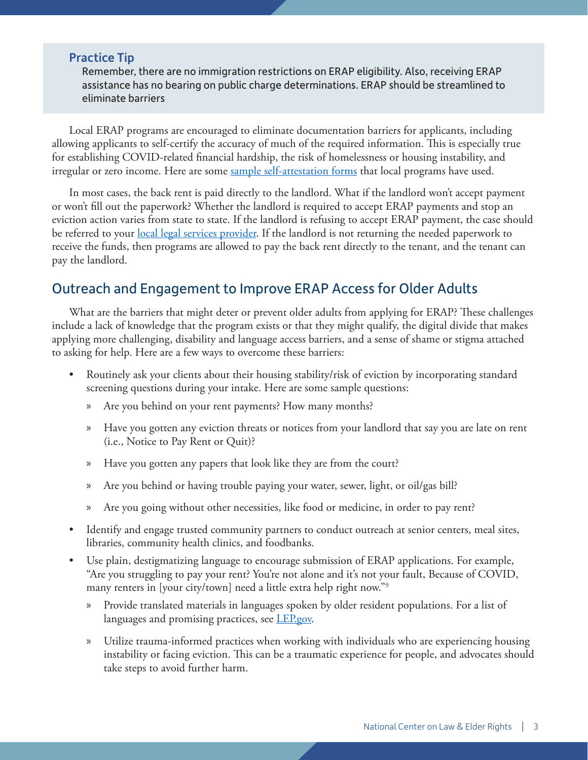**Practice Tip**

Remember, there are no immigration restrictions on ERAP eligibility. Also, receiving ERAP assistance has no bearing on public charge determinations. ERAP should be streamlined to eliminate barriers

Local ERAP programs are encouraged to eliminate documentation barriers for applicants, including allowing applicants to self-certify the accuracy of much of the required information. This is especially true for establishing COVID-related financial hardship, the risk of homelessness or housing instability, and irregular or zero income. Here are some sample self-attestation forms that local programs have used.

In most cases, the back rent is paid directly to the landlord. What if the landlord won't accept payment or won't fill out the paperwork? Whether the landlord is required to accept ERAP payments and stop an eviction action varies from state to state. If the landlord is refusing to accept ERAP payment, the case should be referred to your local legal services provider. If the landlord is not returning the needed paperwork to receive the funds, then programs are allowed to pay the back rent directly to the tenant, and the tenant can pay the landlord.

## Outreach and Engagement to Improve ERAP Access for Older Adults

What are the barriers that might deter or prevent older adults from applying for ERAP? These challenges include a lack of knowledge that the program exists or that they might qualify, the digital divide that makes applying more challenging, disability and language access barriers, and a sense of shame or stigma attached to asking for help. Here are a few ways to overcome these barriers:

- Routinely ask your clients about their housing stability/risk of eviction by incorporating standard screening questions during your intake. Here are some sample questions:
  - Are you behind on your rent payments? How many months?
  - Have you gotten any eviction threats or notices from your landlord that say you are late on rent (i.e., Notice to Pay Rent or Quit)?
  - Have you gotten any papers that look like they are from the court?
  - Are you behind or having trouble paying your water, sewer, light, or oil/gas bill?
  - Are you going without other necessities, like food or medicine, in order to pay rent?
- Identify and engage trusted community partners to conduct outreach at senior centers, meal sites, libraries, community health clinics, and foodbanks.
- Use plain, destigmatizing language to encourage submission of ERAP applications. For example, "Are you struggling to pay your rent? You're not alone and it's not your fault, Because of COVID, many renters in [your city/town] need a little extra help right now."[9]
  - Provide translated materials in languages spoken by older resident populations. For a list of languages and promising practices, see LEP.gov.
  - Utilize trauma-informed practices when working with individuals who are experiencing housing instability or facing eviction. This can be a traumatic experience for people, and advocates should take steps to avoid further harm.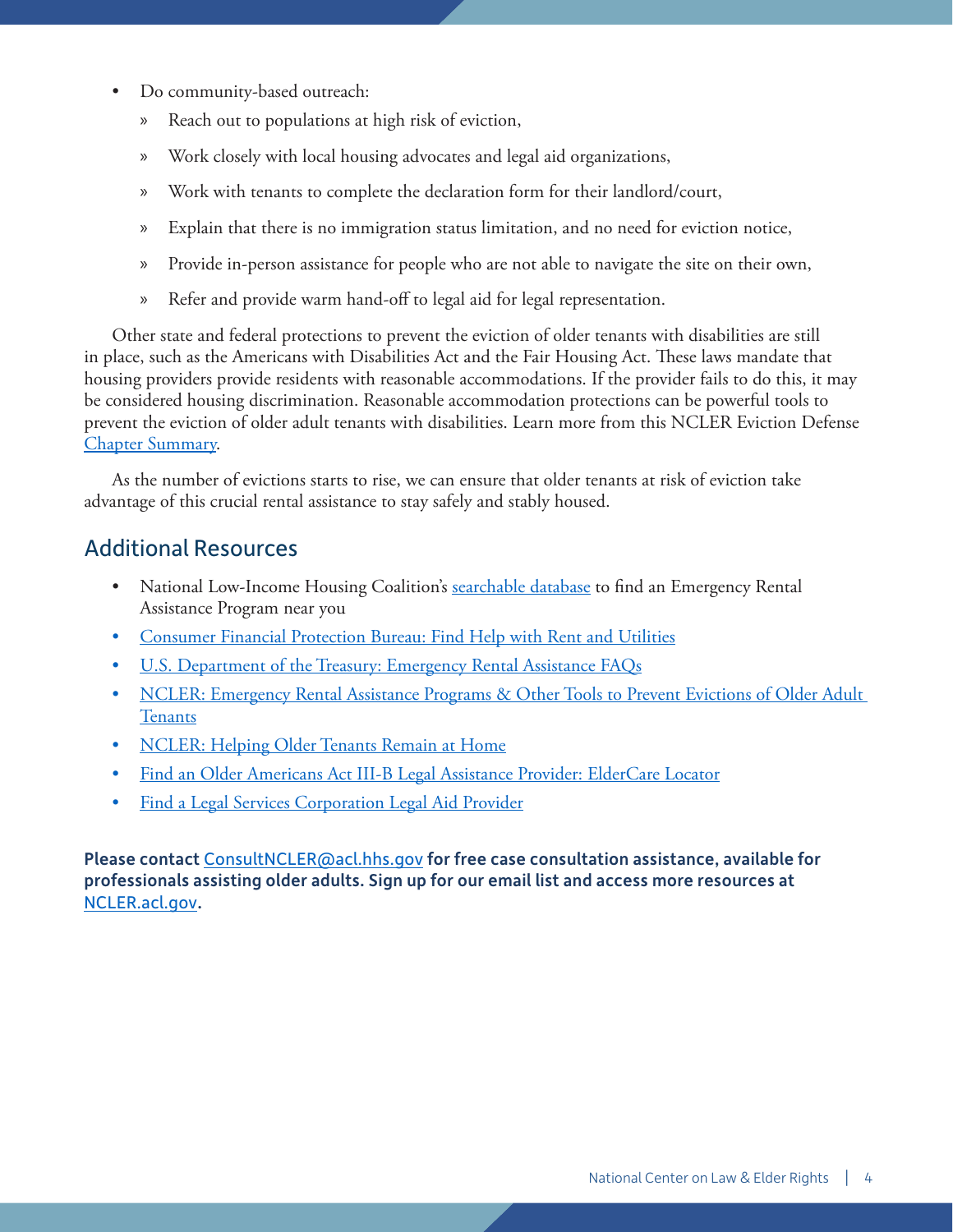- Do community-based outreach:
  - Reach out to populations at high risk of eviction,
  - Work closely with local housing advocates and legal aid organizations,
  - Work with tenants to complete the declaration form for their landlord/court,
  - Explain that there is no immigration status limitation, and no need for eviction notice,
  - Provide in-person assistance for people who are not able to navigate the site on their own,
  - Refer and provide warm hand-off to legal aid for legal representation.

Other state and federal protections to prevent the eviction of older tenants with disabilities are still in place, such as the Americans with Disabilities Act and the Fair Housing Act. These laws mandate that housing providers provide residents with reasonable accommodations. If the provider fails to do this, it may be considered housing discrimination. Reasonable accommodation protections can be powerful tools to prevent the eviction of older adult tenants with disabilities. Learn more from this NCLER Eviction Defense Chapter Summary.

As the number of evictions starts to rise, we can ensure that older tenants at risk of eviction take advantage of this crucial rental assistance to stay safely and stably housed.

## Additional Resources

- National Low-Income Housing Coalition's searchable database to find an Emergency Rental Assistance Program near you
- Consumer Financial Protection Bureau: Find Help with Rent and Utilities
- U.S. Department of the Treasury: Emergency Rental Assistance FAQs
- NCLER: Emergency Rental Assistance Programs & Other Tools to Prevent Evictions of Older Adult Tenants
- NCLER: Helping Older Tenants Remain at Home
- Find an Older Americans Act III-B Legal Assistance Provider: ElderCare Locator
- Find a Legal Services Corporation Legal Aid Provider

**Please contact ConsultNCLER@acl.hhs.gov for free case consultation assistance, available for professionals assisting older adults. Sign up for our email list and access more resources at NCLER.acl.gov.**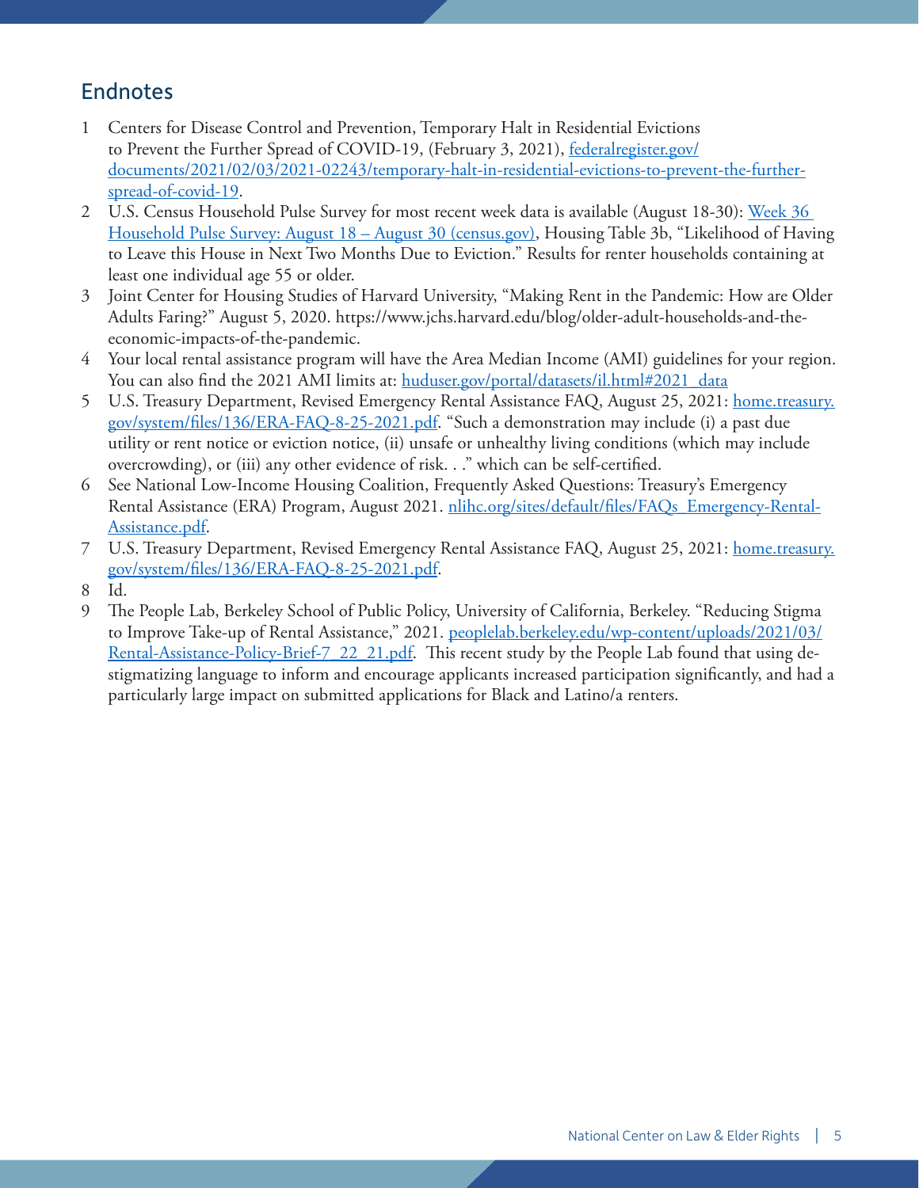## Endnotes

1. Centers for Disease Control and Prevention, Temporary Halt in Residential Evictions to Prevent the Further Spread of COVID-19, (February 3, 2021), [federalregister.gov/documents/2021/02/03/2021-02243/temporary-halt-in-residential-evictions-to-prevent-the-further-spread-of-covid-19](https://federalregister.gov/documents/2021/02/03/2021-02243/temporary-halt-in-residential-evictions-to-prevent-the-further-spread-of-covid-19).
2. U.S. Census Household Pulse Survey for most recent week data is available (August 18-30): [Week 36 Household Pulse Survey: August 18 – August 30 (census.gov)](https://census.gov), Housing Table 3b, "Likelihood of Having to Leave this House in Next Two Months Due to Eviction." Results for renter households containing at least one individual age 55 or older.
3. Joint Center for Housing Studies of Harvard University, "Making Rent in the Pandemic: How are Older Adults Faring?" August 5, 2020. https://www.jchs.harvard.edu/blog/older-adult-households-and-the-economic-impacts-of-the-pandemic.
4. Your local rental assistance program will have the Area Median Income (AMI) guidelines for your region. You can also find the 2021 AMI limits at: [huduser.gov/portal/datasets/il.html#2021_data](https://huduser.gov/portal/datasets/il.html#2021_data)
5. U.S. Treasury Department, Revised Emergency Rental Assistance FAQ, August 25, 2021: [home.treasury.gov/system/files/136/ERA-FAQ-8-25-2021.pdf](https://home.treasury.gov/system/files/136/ERA-FAQ-8-25-2021.pdf). "Such a demonstration may include (i) a past due utility or rent notice or eviction notice, (ii) unsafe or unhealthy living conditions (which may include overcrowding), or (iii) any other evidence of risk. . ." which can be self-certified.
6. See National Low-Income Housing Coalition, Frequently Asked Questions: Treasury's Emergency Rental Assistance (ERA) Program, August 2021. [nlihc.org/sites/default/files/FAQs_Emergency-Rental-Assistance.pdf](https://nlihc.org/sites/default/files/FAQs_Emergency-Rental-Assistance.pdf).
7. U.S. Treasury Department, Revised Emergency Rental Assistance FAQ, August 25, 2021: [home.treasury.gov/system/files/136/ERA-FAQ-8-25-2021.pdf](https://home.treasury.gov/system/files/136/ERA-FAQ-8-25-2021.pdf).
8. Id.
9. The People Lab, Berkeley School of Public Policy, University of California, Berkeley. "Reducing Stigma to Improve Take-up of Rental Assistance," 2021. [peoplelab.berkeley.edu/wp-content/uploads/2021/03/Rental-Assistance-Policy-Brief-7_22_21.pdf](https://peoplelab.berkeley.edu/wp-content/uploads/2021/03/Rental-Assistance-Policy-Brief-7_22_21.pdf). This recent study by the People Lab found that using de-stigmatizing language to inform and encourage applicants increased participation significantly, and had a particularly large impact on submitted applications for Black and Latino/a renters.